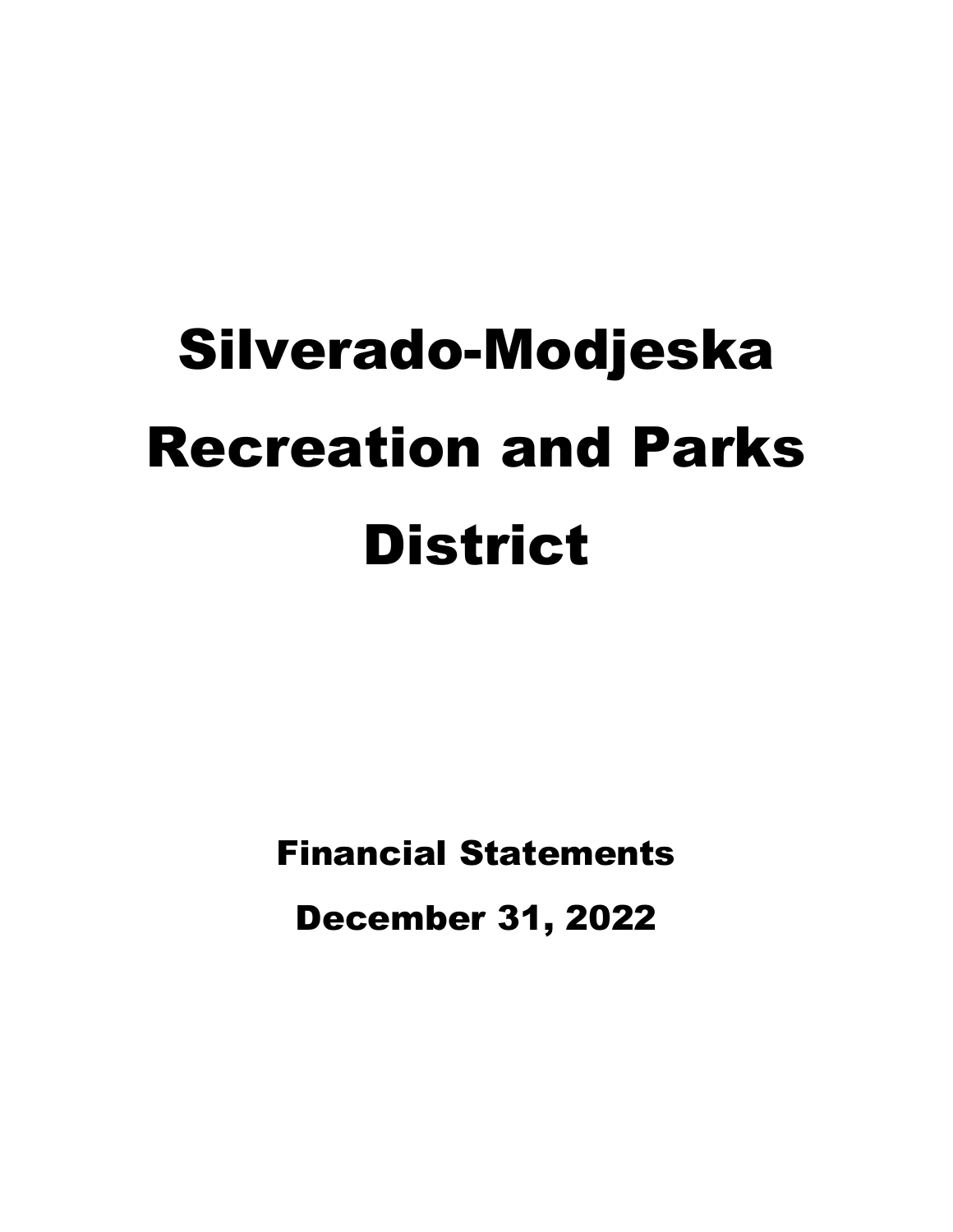# Silverado-Modjeska Recreation and Parks District

## Financial Statements

## December 31, 2022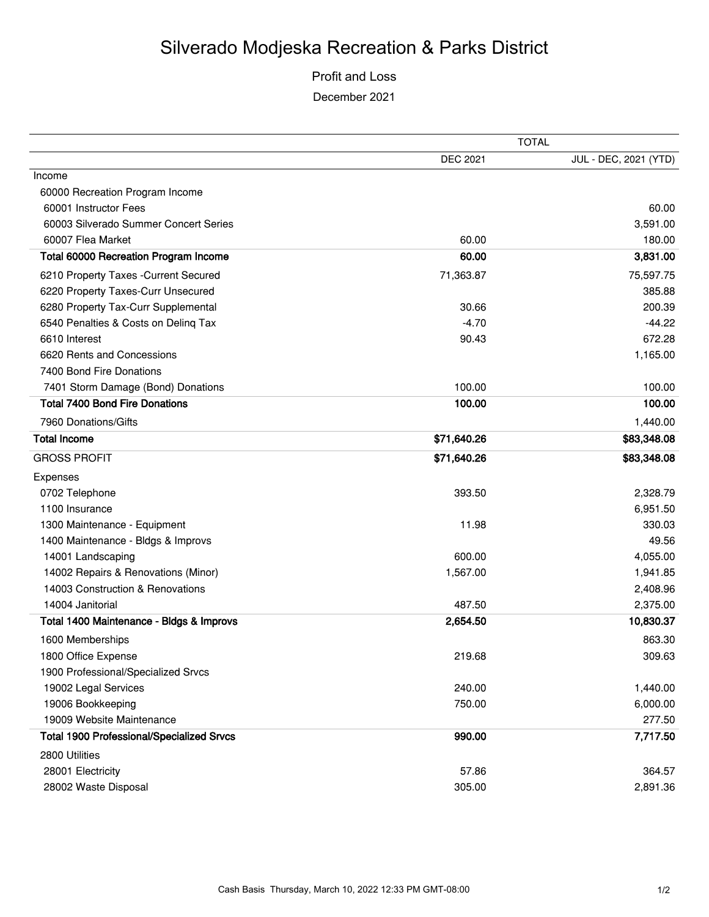# Silverado Modjeska Recreation & Parks District

Profit and Loss

December 2021

| | TOTAL | |
|---|---|---|
| | DEC 2021 | JUL - DEC, 2021 (YTD) |
| Income | | |
| 60000 Recreation Program Income | | |
| 60001 Instructor Fees | | 60.00 |
| 60003 Silverado Summer Concert Series | | 3,591.00 |
| 60007 Flea Market | 60.00 | 180.00 |
| **Total 60000 Recreation Program Income** | **60.00** | **3,831.00** |
| 6210 Property Taxes -Current Secured | 71,363.87 | 75,597.75 |
| 6220 Property Taxes-Curr Unsecured | | 385.88 |
| 6280 Property Tax-Curr Supplemental | 30.66 | 200.39 |
| 6540 Penalties & Costs on Delinq Tax | -4.70 | -44.22 |
| 6610 Interest | 90.43 | 672.28 |
| 6620 Rents and Concessions | | 1,165.00 |
| 7400 Bond Fire Donations | | |
| 7401 Storm Damage (Bond) Donations | 100.00 | 100.00 |
| **Total 7400 Bond Fire Donations** | **100.00** | **100.00** |
| 7960 Donations/Gifts | | 1,440.00 |
| **Total Income** | **$71,640.26** | **$83,348.08** |
| GROSS PROFIT | **$71,640.26** | **$83,348.08** |
| Expenses | | |
| 0702 Telephone | 393.50 | 2,328.79 |
| 1100 Insurance | | 6,951.50 |
| 1300 Maintenance - Equipment | 11.98 | 330.03 |
| 1400 Maintenance - Bldgs & Improvs | | 49.56 |
| 14001 Landscaping | 600.00 | 4,055.00 |
| 14002 Repairs & Renovations (Minor) | 1,567.00 | 1,941.85 |
| 14003 Construction & Renovations | | 2,408.96 |
| 14004 Janitorial | 487.50 | 2,375.00 |
| **Total 1400 Maintenance - Bldgs & Improvs** | **2,654.50** | **10,830.37** |
| 1600 Memberships | | 863.30 |
| 1800 Office Expense | 219.68 | 309.63 |
| 1900 Professional/Specialized Srvcs | | |
| 19002 Legal Services | 240.00 | 1,440.00 |
| 19006 Bookkeeping | 750.00 | 6,000.00 |
| 19009 Website Maintenance | | 277.50 |
| **Total 1900 Professional/Specialized Srvcs** | **990.00** | **7,717.50** |
| 2800 Utilities | | |
| 28001 Electricity | 57.86 | 364.57 |
| 28002 Waste Disposal | 305.00 | 2,891.36 |

Cash Basis Thursday, March 10, 2022 12:33 PM GMT-08:00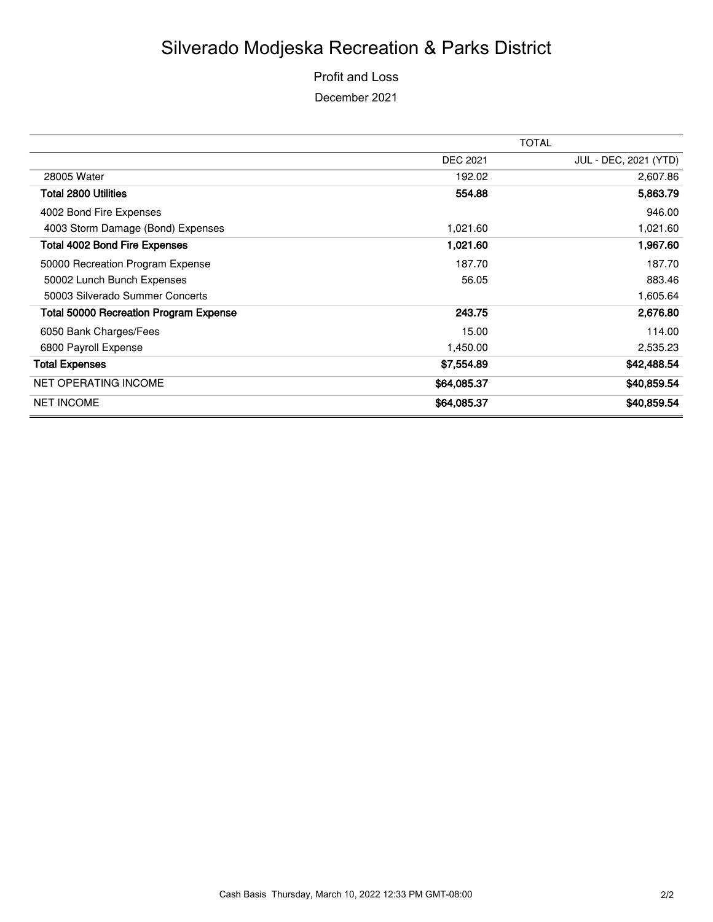# Silverado Modjeska Recreation & Parks District

Profit and Loss

December 2021

| | TOTAL | |
|---|---|---|
| | DEC 2021 | JUL - DEC, 2021 (YTD) |
| 28005 Water | 192.02 | 2,607.86 |
| **Total 2800 Utilities** | **554.88** | **5,863.79** |
| 4002 Bond Fire Expenses | | 946.00 |
| 4003 Storm Damage (Bond) Expenses | 1,021.60 | 1,021.60 |
| **Total 4002 Bond Fire Expenses** | **1,021.60** | **1,967.60** |
| 50000 Recreation Program Expense | 187.70 | 187.70 |
| 50002 Lunch Bunch Expenses | 56.05 | 883.46 |
| 50003 Silverado Summer Concerts | | 1,605.64 |
| **Total 50000 Recreation Program Expense** | **243.75** | **2,676.80** |
| 6050 Bank Charges/Fees | 15.00 | 114.00 |
| 6800 Payroll Expense | 1,450.00 | 2,535.23 |
| **Total Expenses** | **$7,554.89** | **$42,488.54** |
| NET OPERATING INCOME | **$64,085.37** | **$40,859.54** |
| NET INCOME | **$64,085.37** | **$40,859.54** |

Cash Basis Thursday, March 10, 2022 12:33 PM GMT-08:00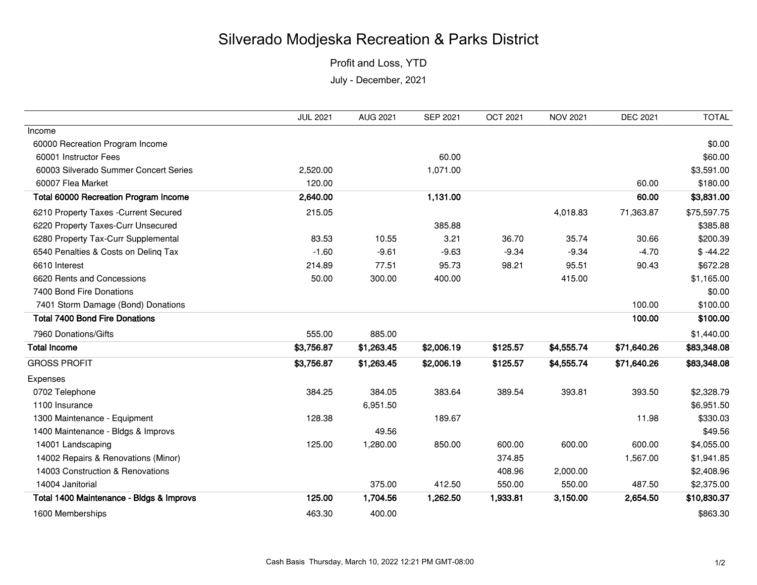# Silverado Modjeska Recreation & Parks District

Profit and Loss, YTD

July - December, 2021

| | JUL 2021 | AUG 2021 | SEP 2021 | OCT 2021 | NOV 2021 | DEC 2021 | TOTAL |
|---|---|---|---|---|---|---|---|
| Income | | | | | | | |
| 60000 Recreation Program Income | | | | | | | $0.00 |
| 60001 Instructor Fees | | | 60.00 | | | | $60.00 |
| 60003 Silverado Summer Concert Series | 2,520.00 | | 1,071.00 | | | | $3,591.00 |
| 60007 Flea Market | 120.00 | | | | | 60.00 | $180.00 |
| **Total 60000 Recreation Program Income** | **2,640.00** | | **1,131.00** | | | **60.00** | **$3,831.00** |
| 6210 Property Taxes -Current Secured | 215.05 | | | | 4,018.83 | 71,363.87 | $75,597.75 |
| 6220 Property Taxes-Curr Unsecured | | | 385.88 | | | | $385.88 |
| 6280 Property Tax-Curr Supplemental | 83.53 | 10.55 | 3.21 | 36.70 | 35.74 | 30.66 | $200.39 |
| 6540 Penalties & Costs on Delinq Tax | -1.60 | -9.61 | -9.63 | -9.34 | -9.34 | -4.70 | $ -44.22 |
| 6610 Interest | 214.89 | 77.51 | 95.73 | 98.21 | 95.51 | 90.43 | $672.28 |
| 6620 Rents and Concessions | 50.00 | 300.00 | 400.00 | | 415.00 | | $1,165.00 |
| 7400 Bond Fire Donations | | | | | | | $0.00 |
| 7401 Storm Damage (Bond) Donations | | | | | | 100.00 | $100.00 |
| **Total 7400 Bond Fire Donations** | | | | | | **100.00** | **$100.00** |
| 7960 Donations/Gifts | 555.00 | 885.00 | | | | | $1,440.00 |
| **Total Income** | **$3,756.87** | **$1,263.45** | **$2,006.19** | **$125.57** | **$4,555.74** | **$71,640.26** | **$83,348.08** |
| GROSS PROFIT | **$3,756.87** | **$1,263.45** | **$2,006.19** | **$125.57** | **$4,555.74** | **$71,640.26** | **$83,348.08** |
| Expenses | | | | | | | |
| 0702 Telephone | 384.25 | 384.05 | 383.64 | 389.54 | 393.81 | 393.50 | $2,328.79 |
| 1100 Insurance | | 6,951.50 | | | | | $6,951.50 |
| 1300 Maintenance - Equipment | 128.38 | | 189.67 | | | 11.98 | $330.03 |
| 1400 Maintenance - Bldgs & Improvs | | 49.56 | | | | | $49.56 |
| 14001 Landscaping | 125.00 | 1,280.00 | 850.00 | 600.00 | 600.00 | 600.00 | $4,055.00 |
| 14002 Repairs & Renovations (Minor) | | | | 374.85 | | 1,567.00 | $1,941.85 |
| 14003 Construction & Renovations | | | | 408.96 | 2,000.00 | | $2,408.96 |
| 14004 Janitorial | | 375.00 | 412.50 | 550.00 | 550.00 | 487.50 | $2,375.00 |
| **Total 1400 Maintenance - Bldgs & Improvs** | **125.00** | **1,704.56** | **1,262.50** | **1,933.81** | **3,150.00** | **2,654.50** | **$10,830.37** |
| 1600 Memberships | 463.30 | 400.00 | | | | | $863.30 |

Cash Basis Thursday, March 10, 2022 12:21 PM GMT-08:00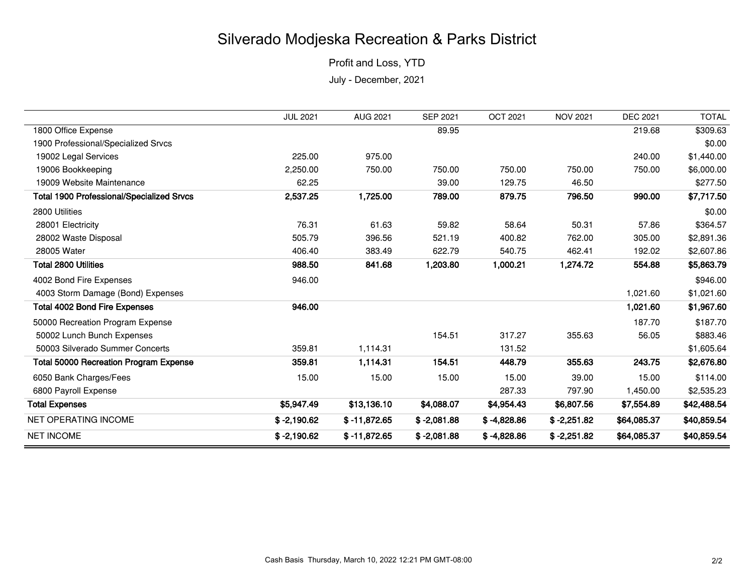# Silverado Modjeska Recreation & Parks District

Profit and Loss, YTD

July - December, 2021

| | JUL 2021 | AUG 2021 | SEP 2021 | OCT 2021 | NOV 2021 | DEC 2021 | TOTAL |
|---|---|---|---|---|---|---|---|
| 1800 Office Expense | | | 89.95 | | | 219.68 | $309.63 |
| 1900 Professional/Specialized Srvcs | | | | | | | $0.00 |
| 19002 Legal Services | 225.00 | 975.00 | | | | 240.00 | $1,440.00 |
| 19006 Bookkeeping | 2,250.00 | 750.00 | 750.00 | 750.00 | 750.00 | 750.00 | $6,000.00 |
| 19009 Website Maintenance | 62.25 | | 39.00 | 129.75 | 46.50 | | $277.50 |
| **Total 1900 Professional/Specialized Srvcs** | **2,537.25** | **1,725.00** | **789.00** | **879.75** | **796.50** | **990.00** | **$7,717.50** |
| 2800 Utilities | | | | | | | $0.00 |
| 28001 Electricity | 76.31 | 61.63 | 59.82 | 58.64 | 50.31 | 57.86 | $364.57 |
| 28002 Waste Disposal | 505.79 | 396.56 | 521.19 | 400.82 | 762.00 | 305.00 | $2,891.36 |
| 28005 Water | 406.40 | 383.49 | 622.79 | 540.75 | 462.41 | 192.02 | $2,607.86 |
| **Total 2800 Utilities** | **988.50** | **841.68** | **1,203.80** | **1,000.21** | **1,274.72** | **554.88** | **$5,863.79** |
| 4002 Bond Fire Expenses | 946.00 | | | | | | $946.00 |
| 4003 Storm Damage (Bond) Expenses | | | | | | 1,021.60 | $1,021.60 |
| **Total 4002 Bond Fire Expenses** | **946.00** | | | | | **1,021.60** | **$1,967.60** |
| 50000 Recreation Program Expense | | | | | | 187.70 | $187.70 |
| 50002 Lunch Bunch Expenses | | | 154.51 | 317.27 | 355.63 | 56.05 | $883.46 |
| 50003 Silverado Summer Concerts | 359.81 | 1,114.31 | | 131.52 | | | $1,605.64 |
| **Total 50000 Recreation Program Expense** | **359.81** | **1,114.31** | **154.51** | **448.79** | **355.63** | **243.75** | **$2,676.80** |
| 6050 Bank Charges/Fees | 15.00 | 15.00 | 15.00 | 15.00 | 39.00 | 15.00 | $114.00 |
| 6800 Payroll Expense | | | | 287.33 | 797.90 | 1,450.00 | $2,535.23 |
| **Total Expenses** | **$5,947.49** | **$13,136.10** | **$4,088.07** | **$4,954.43** | **$6,807.56** | **$7,554.89** | **$42,488.54** |
| NET OPERATING INCOME | **$ -2,190.62** | **$ -11,872.65** | **$ -2,081.88** | **$ -4,828.86** | **$ -2,251.82** | **$64,085.37** | **$40,859.54** |
| NET INCOME | **$ -2,190.62** | **$ -11,872.65** | **$ -2,081.88** | **$ -4,828.86** | **$ -2,251.82** | **$64,085.37** | **$40,859.54** |

Cash Basis Thursday, March 10, 2022 12:21 PM GMT-08:00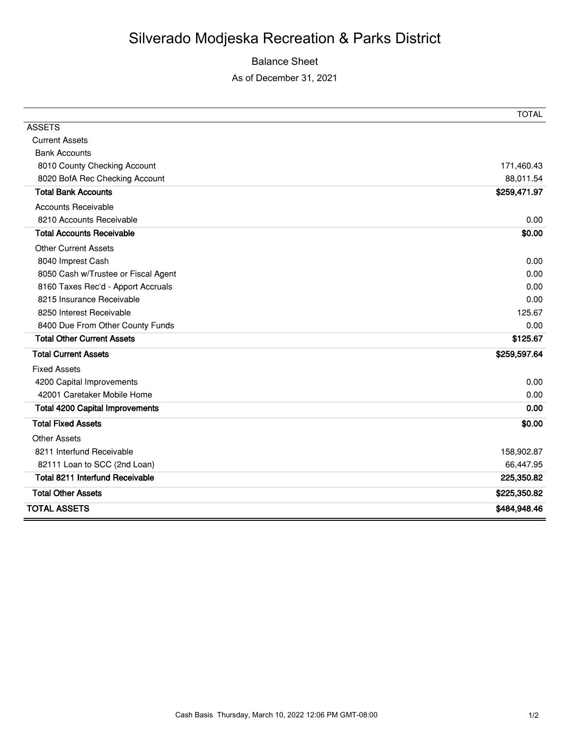# Silverado Modjeska Recreation & Parks District

Balance Sheet

As of December 31, 2021

| | TOTAL |
|---|---|
| ASSETS | |
| Current Assets | |
| Bank Accounts | |
| 8010 County Checking Account | 171,460.43 |
| 8020 BofA Rec Checking Account | 88,011.54 |
| **Total Bank Accounts** | **$259,471.97** |
| Accounts Receivable | |
| 8210 Accounts Receivable | 0.00 |
| **Total Accounts Receivable** | **$0.00** |
| Other Current Assets | |
| 8040 Imprest Cash | 0.00 |
| 8050 Cash w/Trustee or Fiscal Agent | 0.00 |
| 8160 Taxes Rec'd - Apport Accruals | 0.00 |
| 8215 Insurance Receivable | 0.00 |
| 8250 Interest Receivable | 125.67 |
| 8400 Due From Other County Funds | 0.00 |
| **Total Other Current Assets** | **$125.67** |
| **Total Current Assets** | **$259,597.64** |
| Fixed Assets | |
| 4200 Capital Improvements | 0.00 |
| 42001 Caretaker Mobile Home | 0.00 |
| **Total 4200 Capital Improvements** | **0.00** |
| **Total Fixed Assets** | **$0.00** |
| Other Assets | |
| 8211 Interfund Receivable | 158,902.87 |
| 82111 Loan to SCC (2nd Loan) | 66,447.95 |
| **Total 8211 Interfund Receivable** | **225,350.82** |
| **Total Other Assets** | **$225,350.82** |
| **TOTAL ASSETS** | **$484,948.46** |

Cash Basis Thursday, March 10, 2022 12:06 PM GMT-08:00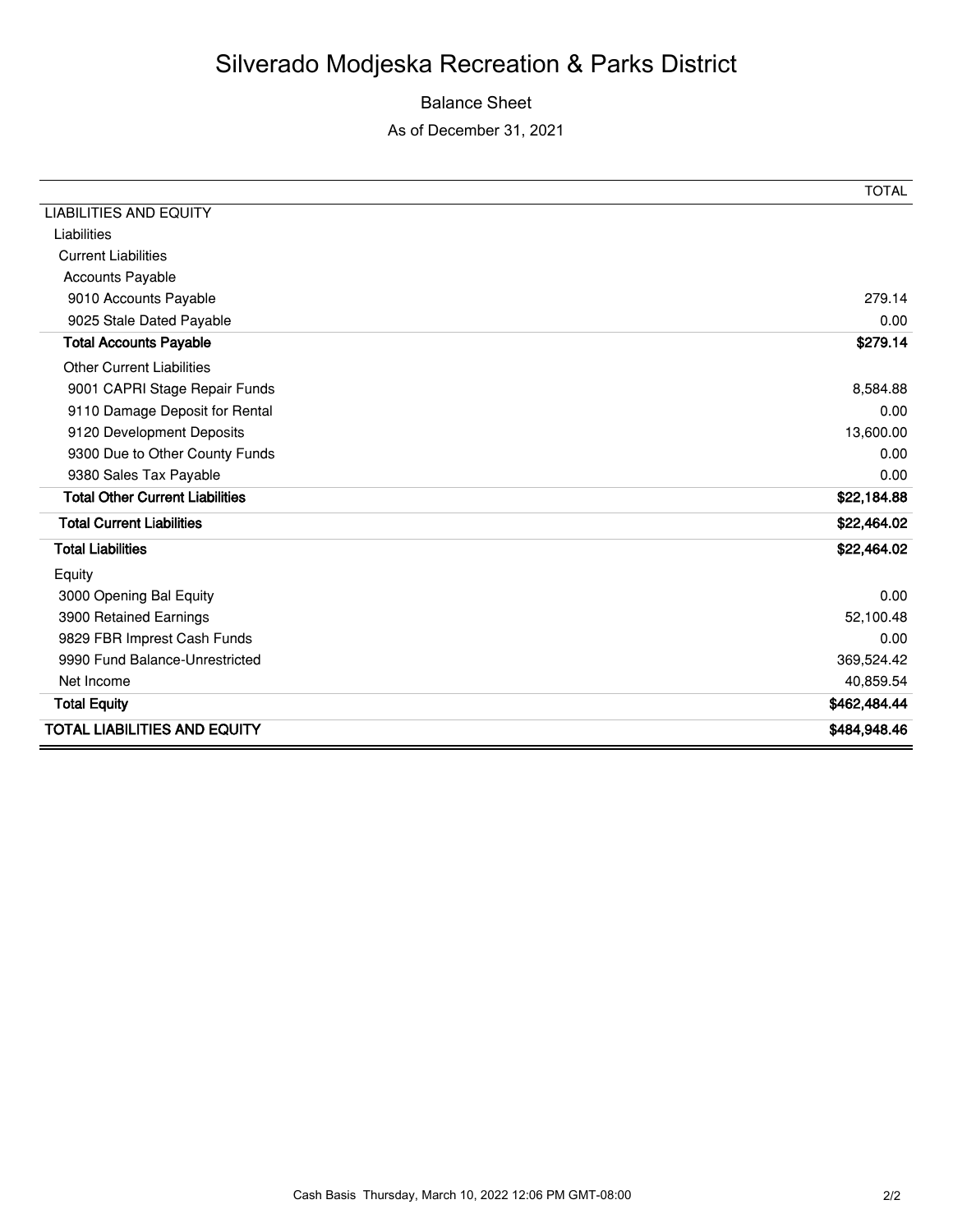# Silverado Modjeska Recreation & Parks District

## Balance Sheet

As of December 31, 2021

| | TOTAL |
|---|---|
| LIABILITIES AND EQUITY | |
| Liabilities | |
| Current Liabilities | |
| Accounts Payable | |
| 9010 Accounts Payable | 279.14 |
| 9025 Stale Dated Payable | 0.00 |
| **Total Accounts Payable** | **$279.14** |
| Other Current Liabilities | |
| 9001 CAPRI Stage Repair Funds | 8,584.88 |
| 9110 Damage Deposit for Rental | 0.00 |
| 9120 Development Deposits | 13,600.00 |
| 9300 Due to Other County Funds | 0.00 |
| 9380 Sales Tax Payable | 0.00 |
| **Total Other Current Liabilities** | **$22,184.88** |
| **Total Current Liabilities** | **$22,464.02** |
| **Total Liabilities** | **$22,464.02** |
| Equity | |
| 3000 Opening Bal Equity | 0.00 |
| 3900 Retained Earnings | 52,100.48 |
| 9829 FBR Imprest Cash Funds | 0.00 |
| 9990 Fund Balance-Unrestricted | 369,524.42 |
| Net Income | 40,859.54 |
| **Total Equity** | **$462,484.44** |
| **TOTAL LIABILITIES AND EQUITY** | **$484,948.46** |

Cash Basis Thursday, March 10, 2022 12:06 PM GMT-08:00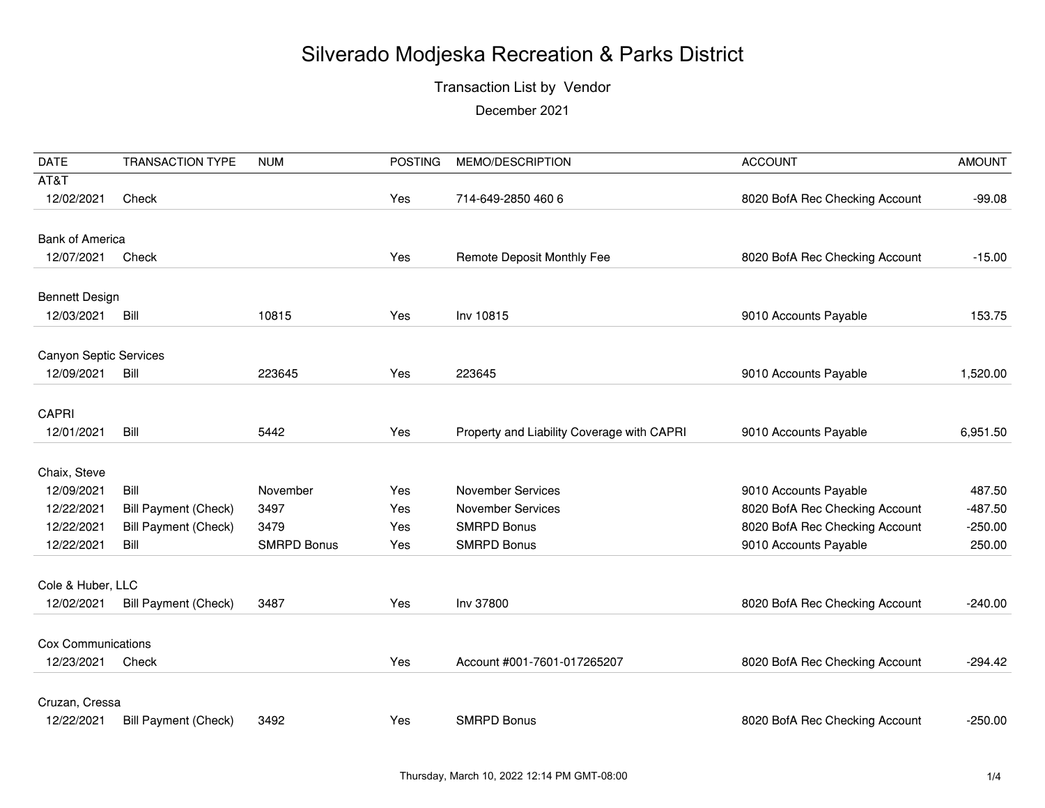# Silverado Modjeska Recreation & Parks District

## Transaction List by Vendor

December 2021

| DATE | TRANSACTION TYPE | NUM | POSTING | MEMO/DESCRIPTION | ACCOUNT | AMOUNT |
|---|---|---|---|---|---|---|
| AT&T | | | | | | |
| 12/02/2021 | Check | | Yes | 714-649-2850 460 6 | 8020 BofA Rec Checking Account | -99.08 |
| Bank of America | | | | | | |
| 12/07/2021 | Check | | Yes | Remote Deposit Monthly Fee | 8020 BofA Rec Checking Account | -15.00 |
| Bennett Design | | | | | | |
| 12/03/2021 | Bill | 10815 | Yes | Inv 10815 | 9010 Accounts Payable | 153.75 |
| Canyon Septic Services | | | | | | |
| 12/09/2021 | Bill | 223645 | Yes | 223645 | 9010 Accounts Payable | 1,520.00 |
| CAPRI | | | | | | |
| 12/01/2021 | Bill | 5442 | Yes | Property and Liability Coverage with CAPRI | 9010 Accounts Payable | 6,951.50 |
| Chaix, Steve | | | | | | |
| 12/09/2021 | Bill | November | Yes | November Services | 9010 Accounts Payable | 487.50 |
| 12/22/2021 | Bill Payment (Check) | 3497 | Yes | November Services | 8020 BofA Rec Checking Account | -487.50 |
| 12/22/2021 | Bill Payment (Check) | 3479 | Yes | SMRPD Bonus | 8020 BofA Rec Checking Account | -250.00 |
| 12/22/2021 | Bill | SMRPD Bonus | Yes | SMRPD Bonus | 9010 Accounts Payable | 250.00 |
| Cole & Huber, LLC | | | | | | |
| 12/02/2021 | Bill Payment (Check) | 3487 | Yes | Inv 37800 | 8020 BofA Rec Checking Account | -240.00 |
| Cox Communications | | | | | | |
| 12/23/2021 | Check | | Yes | Account #001-7601-017265207 | 8020 BofA Rec Checking Account | -294.42 |
| Cruzan, Cressa | | | | | | |
| 12/22/2021 | Bill Payment (Check) | 3492 | Yes | SMRPD Bonus | 8020 BofA Rec Checking Account | -250.00 |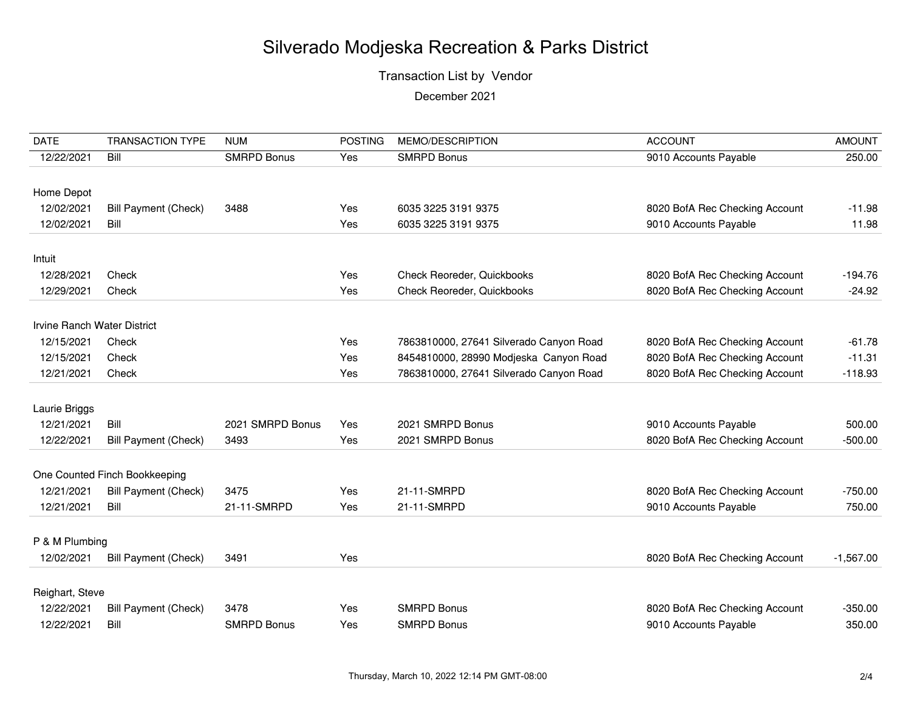# Silverado Modjeska Recreation & Parks District

Transaction List by Vendor

December 2021

| DATE | TRANSACTION TYPE | NUM | POSTING | MEMO/DESCRIPTION | ACCOUNT | AMOUNT |
|---|---|---|---|---|---|---|
| 12/22/2021 | Bill | SMRPD Bonus | Yes | SMRPD Bonus | 9010 Accounts Payable | 250.00 |
| **Home Depot** | | | | | | |
| 12/02/2021 | Bill Payment (Check) | 3488 | Yes | 6035 3225 3191 9375 | 8020 BofA Rec Checking Account | -11.98 |
| 12/02/2021 | Bill | | Yes | 6035 3225 3191 9375 | 9010 Accounts Payable | 11.98 |
| **Intuit** | | | | | | |
| 12/28/2021 | Check | | Yes | Check Reoreder, Quickbooks | 8020 BofA Rec Checking Account | -194.76 |
| 12/29/2021 | Check | | Yes | Check Reoreder, Quickbooks | 8020 BofA Rec Checking Account | -24.92 |
| **Irvine Ranch Water District** | | | | | | |
| 12/15/2021 | Check | | Yes | 7863810000, 27641 Silverado Canyon Road | 8020 BofA Rec Checking Account | -61.78 |
| 12/15/2021 | Check | | Yes | 8454810000, 28990 Modjeska Canyon Road | 8020 BofA Rec Checking Account | -11.31 |
| 12/21/2021 | Check | | Yes | 7863810000, 27641 Silverado Canyon Road | 8020 BofA Rec Checking Account | -118.93 |
| **Laurie Briggs** | | | | | | |
| 12/21/2021 | Bill | 2021 SMRPD Bonus | Yes | 2021 SMRPD Bonus | 9010 Accounts Payable | 500.00 |
| 12/22/2021 | Bill Payment (Check) | 3493 | Yes | 2021 SMRPD Bonus | 8020 BofA Rec Checking Account | -500.00 |
| **One Counted Finch Bookkeeping** | | | | | | |
| 12/21/2021 | Bill Payment (Check) | 3475 | Yes | 21-11-SMRPD | 8020 BofA Rec Checking Account | -750.00 |
| 12/21/2021 | Bill | 21-11-SMRPD | Yes | 21-11-SMRPD | 9010 Accounts Payable | 750.00 |
| **P & M Plumbing** | | | | | | |
| 12/02/2021 | Bill Payment (Check) | 3491 | Yes | | 8020 BofA Rec Checking Account | -1,567.00 |
| **Reighart, Steve** | | | | | | |
| 12/22/2021 | Bill Payment (Check) | 3478 | Yes | SMRPD Bonus | 8020 BofA Rec Checking Account | -350.00 |
| 12/22/2021 | Bill | SMRPD Bonus | Yes | SMRPD Bonus | 9010 Accounts Payable | 350.00 |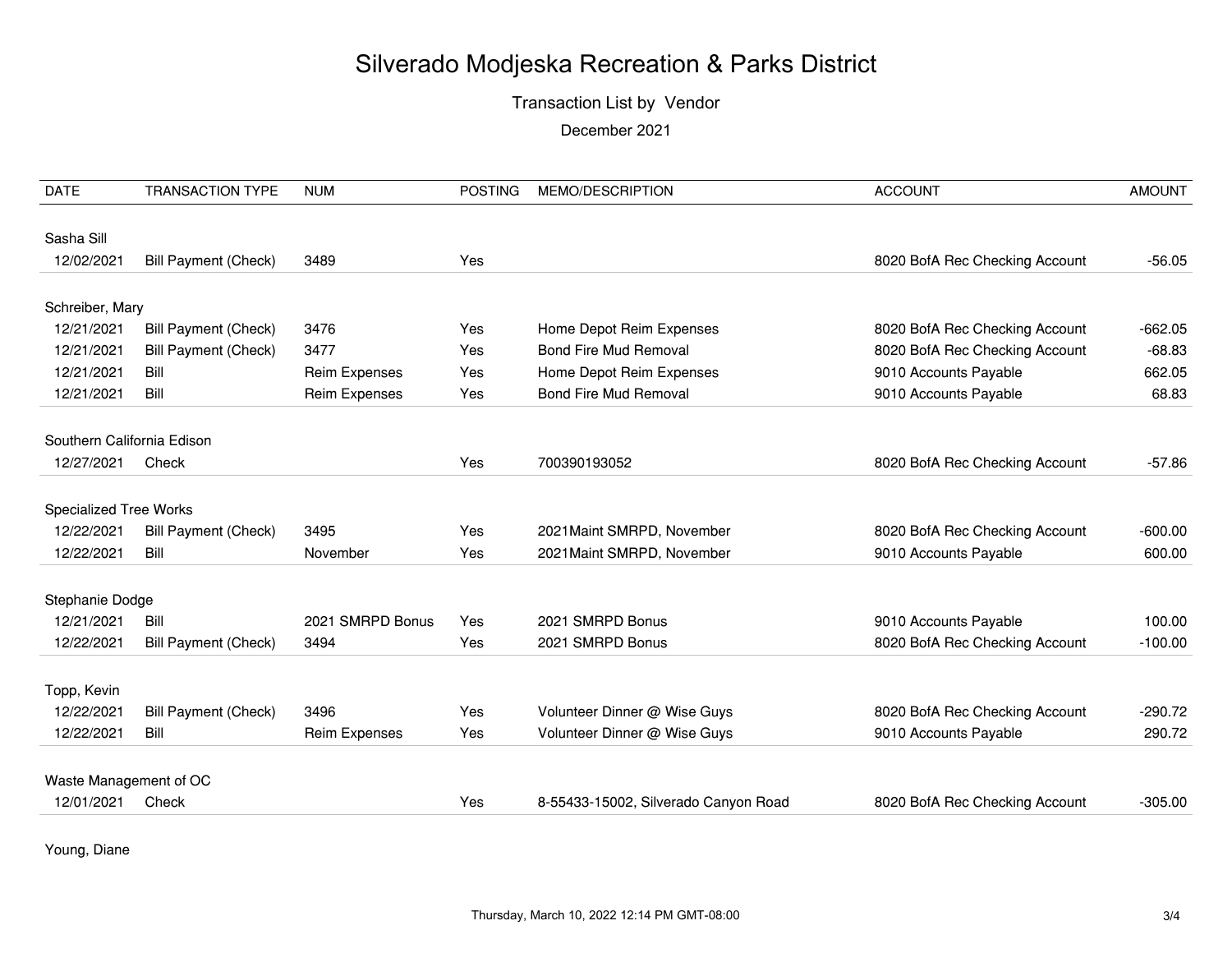# Silverado Modjeska Recreation & Parks District

Transaction List by Vendor

December 2021

| DATE | TRANSACTION TYPE | NUM | POSTING | MEMO/DESCRIPTION | ACCOUNT | AMOUNT |
|---|---|---|---|---|---|---|
| Sasha Sill | | | | | | |
| 12/02/2021 | Bill Payment (Check) | 3489 | Yes | | 8020 BofA Rec Checking Account | -56.05 |
| Schreiber, Mary | | | | | | |
| 12/21/2021 | Bill Payment (Check) | 3476 | Yes | Home Depot Reim Expenses | 8020 BofA Rec Checking Account | -662.05 |
| 12/21/2021 | Bill Payment (Check) | 3477 | Yes | Bond Fire Mud Removal | 8020 BofA Rec Checking Account | -68.83 |
| 12/21/2021 | Bill | Reim Expenses | Yes | Home Depot Reim Expenses | 9010 Accounts Payable | 662.05 |
| 12/21/2021 | Bill | Reim Expenses | Yes | Bond Fire Mud Removal | 9010 Accounts Payable | 68.83 |
| Southern California Edison | | | | | | |
| 12/27/2021 | Check | | Yes | 700390193052 | 8020 BofA Rec Checking Account | -57.86 |
| Specialized Tree Works | | | | | | |
| 12/22/2021 | Bill Payment (Check) | 3495 | Yes | 2021Maint SMRPD, November | 8020 BofA Rec Checking Account | -600.00 |
| 12/22/2021 | Bill | November | Yes | 2021Maint SMRPD, November | 9010 Accounts Payable | 600.00 |
| Stephanie Dodge | | | | | | |
| 12/21/2021 | Bill | 2021 SMRPD Bonus | Yes | 2021 SMRPD Bonus | 9010 Accounts Payable | 100.00 |
| 12/22/2021 | Bill Payment (Check) | 3494 | Yes | 2021 SMRPD Bonus | 8020 BofA Rec Checking Account | -100.00 |
| Topp, Kevin | | | | | | |
| 12/22/2021 | Bill Payment (Check) | 3496 | Yes | Volunteer Dinner @ Wise Guys | 8020 BofA Rec Checking Account | -290.72 |
| 12/22/2021 | Bill | Reim Expenses | Yes | Volunteer Dinner @ Wise Guys | 9010 Accounts Payable | 290.72 |
| Waste Management of OC | | | | | | |
| 12/01/2021 | Check | | Yes | 8-55433-15002, Silverado Canyon Road | 8020 BofA Rec Checking Account | -305.00 |
| Young, Diane | | | | | | |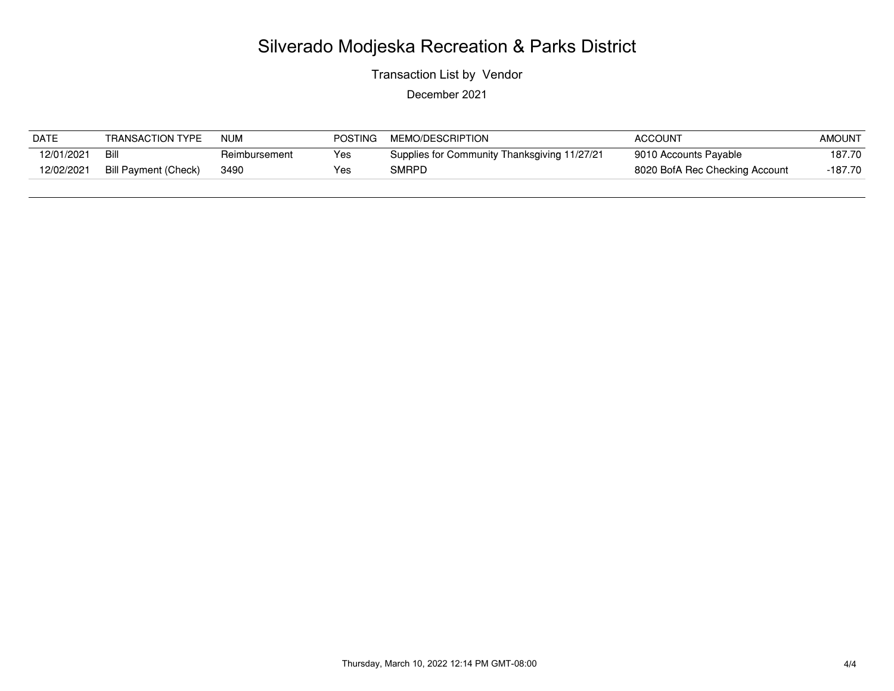# Silverado Modjeska Recreation & Parks District

Transaction List by Vendor

December 2021

| DATE | TRANSACTION TYPE | NUM | POSTING | MEMO/DESCRIPTION | ACCOUNT | AMOUNT |
|---|---|---|---|---|---|---|
| 12/01/2021 | Bill | Reimbursement | Yes | Supplies for Community Thanksgiving 11/27/21 | 9010 Accounts Payable | 187.70 |
| 12/02/2021 | Bill Payment (Check) | 3490 | Yes | SMRPD | 8020 BofA Rec Checking Account | -187.70 |

Thursday, March 10, 2022 12:14 PM GMT-08:00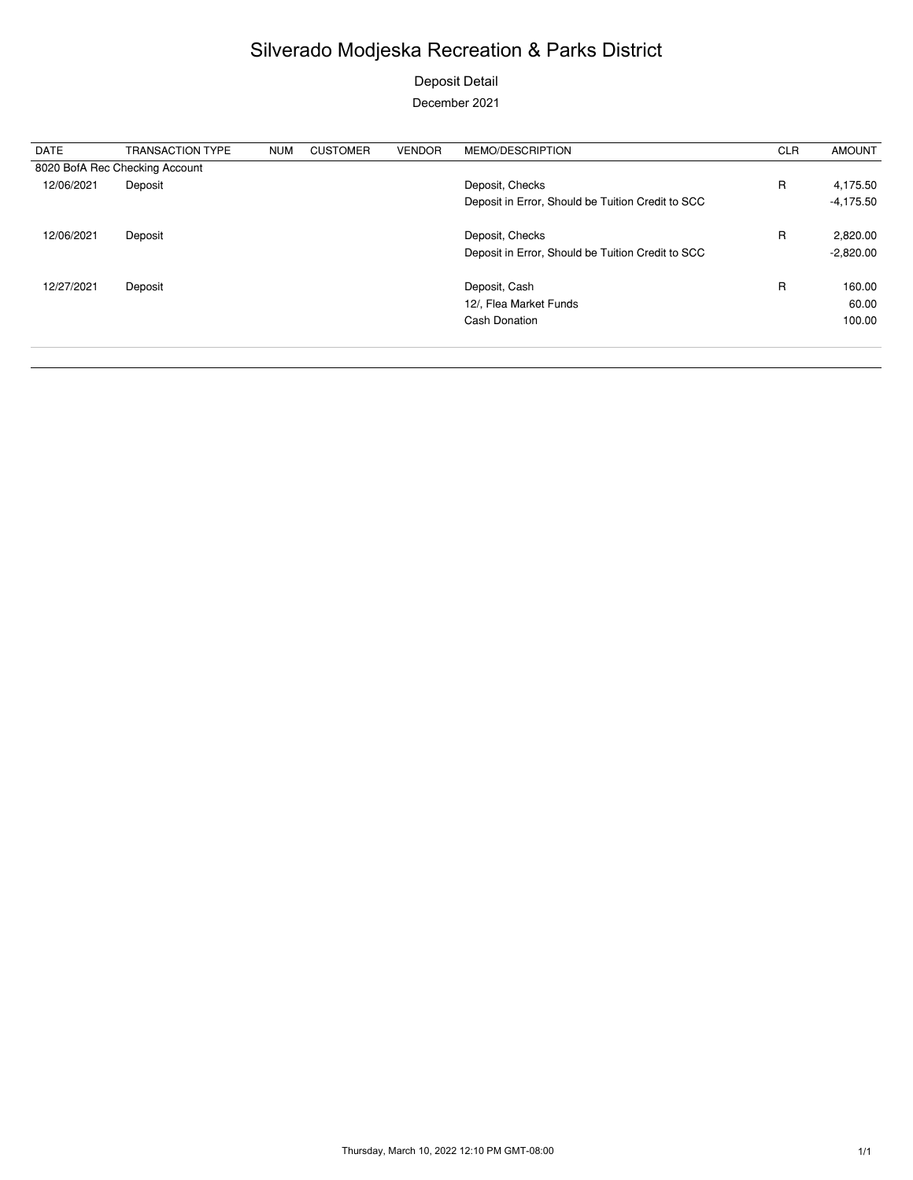# Silverado Modjeska Recreation & Parks District

Deposit Detail

December 2021

| DATE | TRANSACTION TYPE | NUM | CUSTOMER | VENDOR | MEMO/DESCRIPTION | CLR | AMOUNT |
|---|---|---|---|---|---|---|---|
| 8020 BofA Rec Checking Account | | | | | | | |
| 12/06/2021 | Deposit | | | | Deposit, Checks | R | 4,175.50 |
| | | | | | Deposit in Error, Should be Tuition Credit to SCC | | -4,175.50 |
| 12/06/2021 | Deposit | | | | Deposit, Checks | R | 2,820.00 |
| | | | | | Deposit in Error, Should be Tuition Credit to SCC | | -2,820.00 |
| 12/27/2021 | Deposit | | | | Deposit, Cash | R | 160.00 |
| | | | | | 12/, Flea Market Funds | | 60.00 |
| | | | | | Cash Donation | | 100.00 |

Thursday, March 10, 2022 12:10 PM GMT-08:00